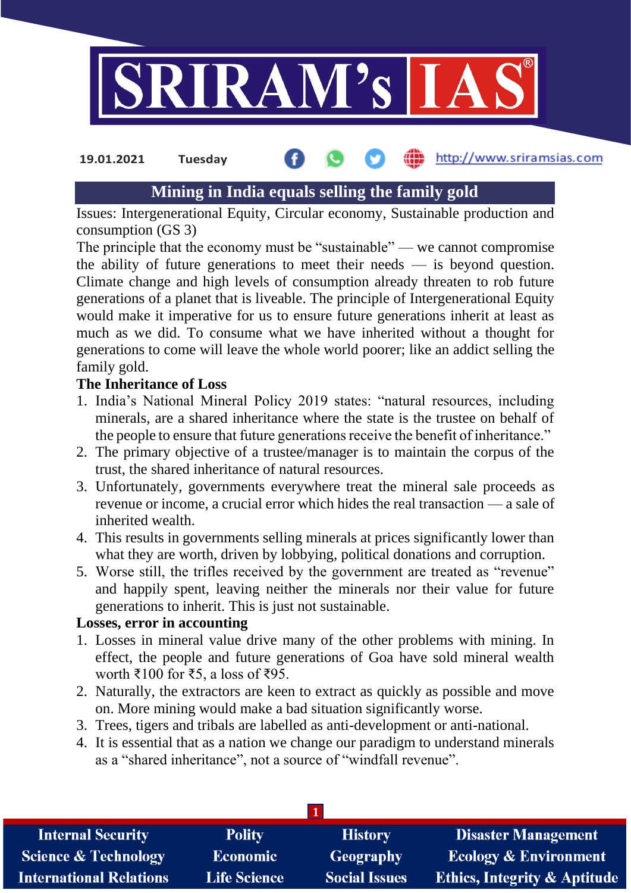# Mining in India equals selling the family gold

Issues: Intergenerational Equity, Circular economy, Sustainable production and consumption (GS 3)

The principle that the economy must be "sustainable" — we cannot compromise the ability of future generations to meet their needs — is beyond question. Climate change and high levels of consumption already threaten to rob future generations of a planet that is liveable. The principle of Intergenerational Equity would make it imperative for us to ensure future generations inherit at least as much as we did. To consume what we have inherited without a thought for generations to come will leave the whole world poorer; like an addict selling the family gold.

**The Inheritance of Loss**

1. India's National Mineral Policy 2019 states: "natural resources, including minerals, are a shared inheritance where the state is the trustee on behalf of the people to ensure that future generations receive the benefit of inheritance."
2. The primary objective of a trustee/manager is to maintain the corpus of the trust, the shared inheritance of natural resources.
3. Unfortunately, governments everywhere treat the mineral sale proceeds as revenue or income, a crucial error which hides the real transaction — a sale of inherited wealth.
4. This results in governments selling minerals at prices significantly lower than what they are worth, driven by lobbying, political donations and corruption.
5. Worse still, the trifles received by the government are treated as "revenue" and happily spent, leaving neither the minerals nor their value for future generations to inherit. This is just not sustainable.

**Losses, error in accounting**

1. Losses in mineral value drive many of the other problems with mining. In effect, the people and future generations of Goa have sold mineral wealth worth ₹100 for ₹5, a loss of ₹95.
2. Naturally, the extractors are keen to extract as quickly as possible and move on. More mining would make a bad situation significantly worse.
3. Trees, tigers and tribals are labelled as anti-development or anti-national.
4. It is essential that as a nation we change our paradigm to understand minerals as a "shared inheritance", not a source of "windfall revenue".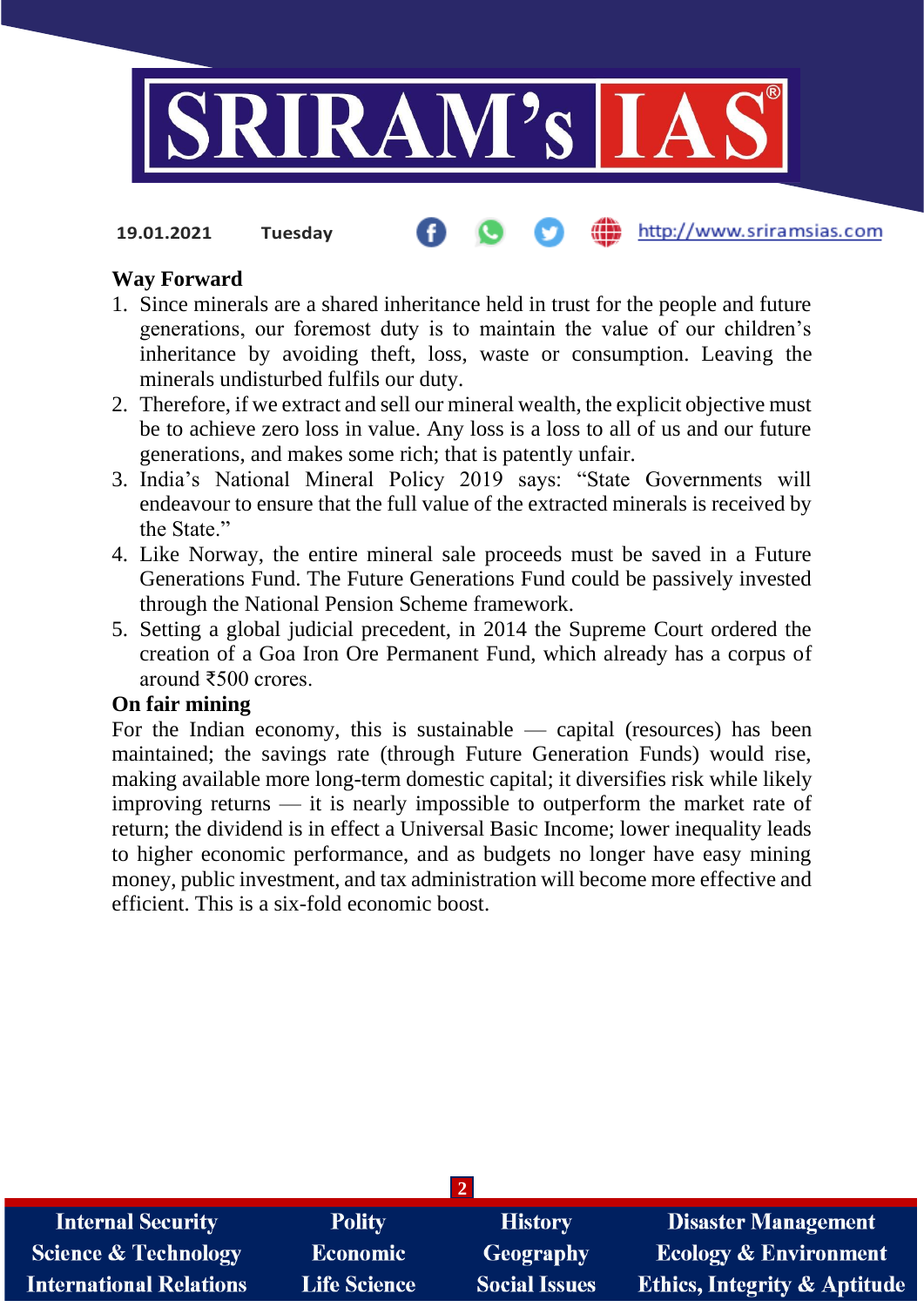**Way Forward**

1. Since minerals are a shared inheritance held in trust for the people and future generations, our foremost duty is to maintain the value of our children's inheritance by avoiding theft, loss, waste or consumption. Leaving the minerals undisturbed fulfils our duty.
2. Therefore, if we extract and sell our mineral wealth, the explicit objective must be to achieve zero loss in value. Any loss is a loss to all of us and our future generations, and makes some rich; that is patently unfair.
3. India's National Mineral Policy 2019 says: "State Governments will endeavour to ensure that the full value of the extracted minerals is received by the State."
4. Like Norway, the entire mineral sale proceeds must be saved in a Future Generations Fund. The Future Generations Fund could be passively invested through the National Pension Scheme framework.
5. Setting a global judicial precedent, in 2014 the Supreme Court ordered the creation of a Goa Iron Ore Permanent Fund, which already has a corpus of around ₹500 crores.

**On fair mining**

For the Indian economy, this is sustainable — capital (resources) has been maintained; the savings rate (through Future Generation Funds) would rise, making available more long-term domestic capital; it diversifies risk while likely improving returns — it is nearly impossible to outperform the market rate of return; the dividend is in effect a Universal Basic Income; lower inequality leads to higher economic performance, and as budgets no longer have easy mining money, public investment, and tax administration will become more effective and efficient. This is a six-fold economic boost.